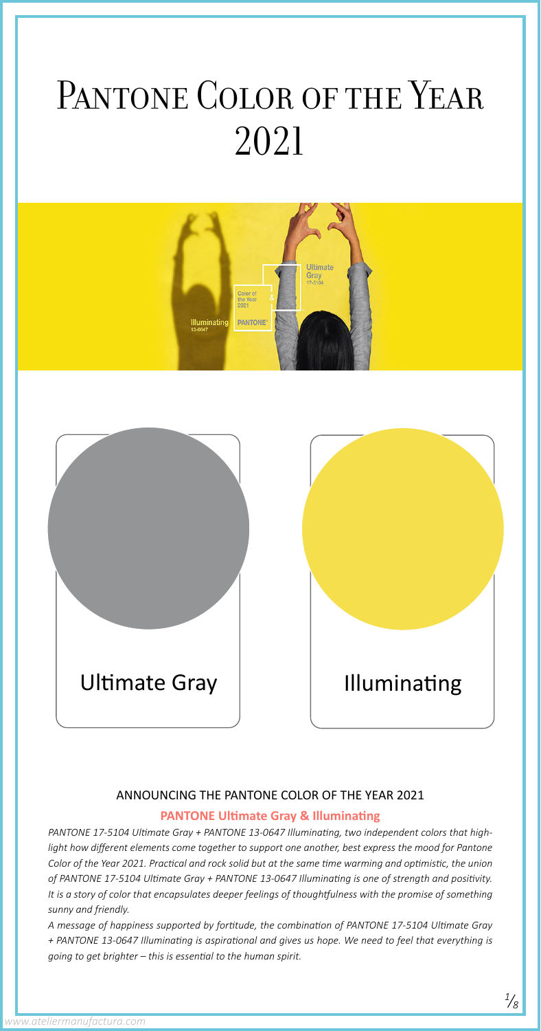# Pantone Color of the Year 2021

Ultimate Gray

Illuminating

## ANNOUNCING THE PANTONE COLOR OF THE YEAR 2021

**PANTONE Ultimate Gray & Illuminating**

*PANTONE 17-5104 Ultimate Gray + PANTONE 13-0647 Illuminating, two independent colors that highlight how different elements come together to support one another, best express the mood for Pantone Color of the Year 2021. Practical and rock solid but at the same time warming and optimistic, the union of PANTONE 17-5104 Ultimate Gray + PANTONE 13-0647 Illuminating is one of strength and positivity. It is a story of color that encapsulates deeper feelings of thoughtfulness with the promise of something sunny and friendly.*

*A message of happiness supported by fortitude, the combination of PANTONE 17-5104 Ultimate Gray + PANTONE 13-0647 Illuminating is aspirational and gives us hope. We need to feel that everything is going to get brighter – this is essential to the human spirit.*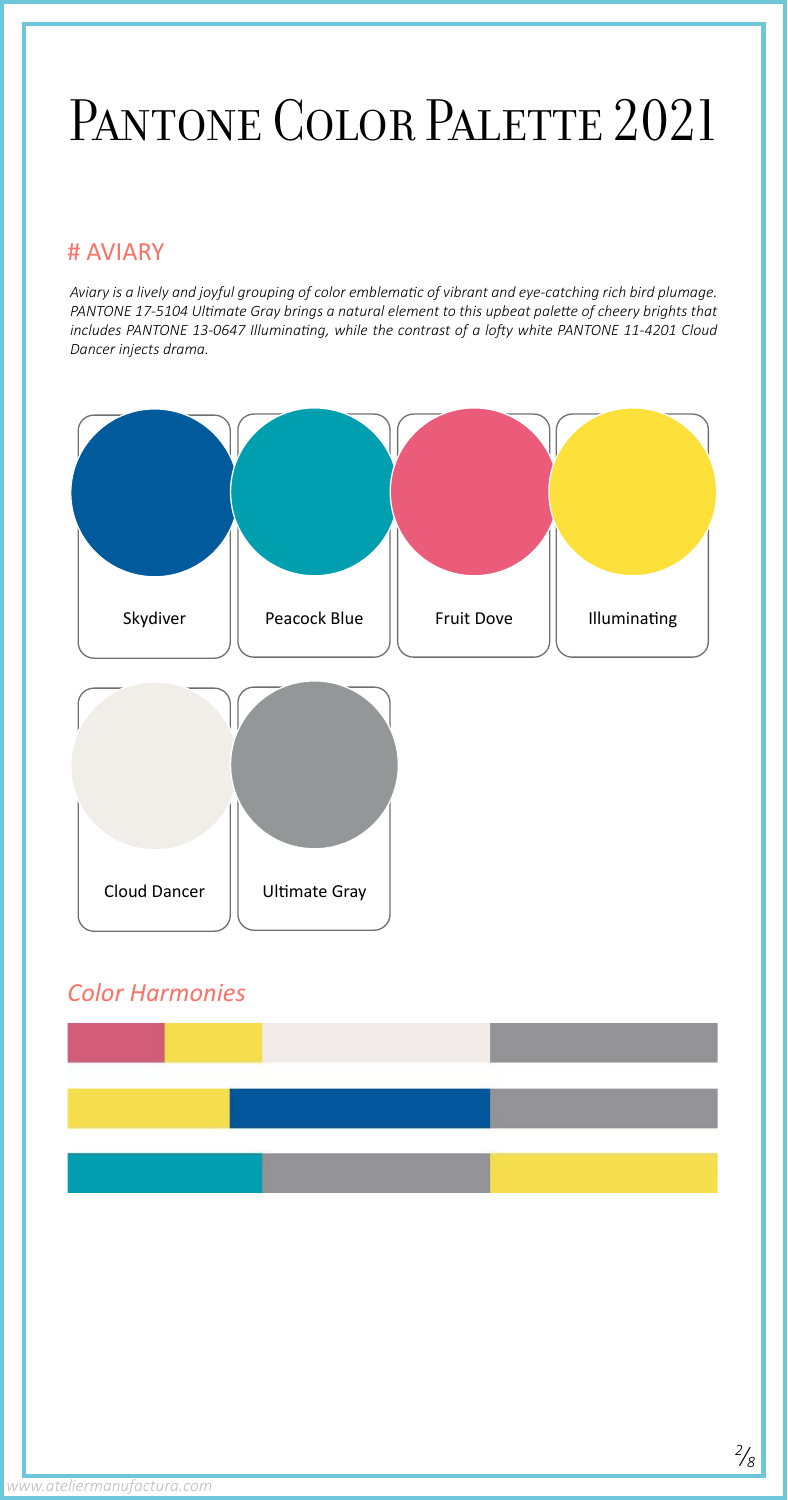# Pantone Color Palette 2021

## # AVIARY

*Aviary is a lively and joyful grouping of color emblematic of vibrant and eye-catching rich bird plumage. PANTONE 17-5104 Ultimate Gray brings a natural element to this upbeat palette of cheery brights that includes PANTONE 13-0647 Illuminating, while the contrast of a lofty white PANTONE 11-4201 Cloud Dancer injects drama.*

Skydiver

Peacock Blue

Fruit Dove

Illuminating

Cloud Dancer

Ultimate Gray

## *Color Harmonies*

www.ateliermanufactura.com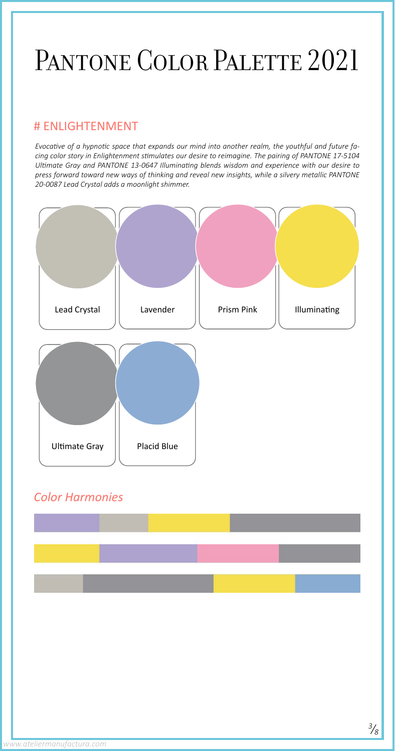# Pantone Color Palette 2021

## # ENLIGHTENMENT

*Evocative of a hypnotic space that expands our mind into another realm, the youthful and future facing color story in Enlightenment stimulates our desire to reimagine. The pairing of PANTONE 17-5104 Ultimate Gray and PANTONE 13-0647 Illuminating blends wisdom and experience with our desire to press forward toward new ways of thinking and reveal new insights, while a silvery metallic PANTONE 20-0087 Lead Crystal adds a moonlight shimmer.*

Lead Crystal

Lavender

Prism Pink

Illuminating

Ultimate Gray

Placid Blue

## *Color Harmonies*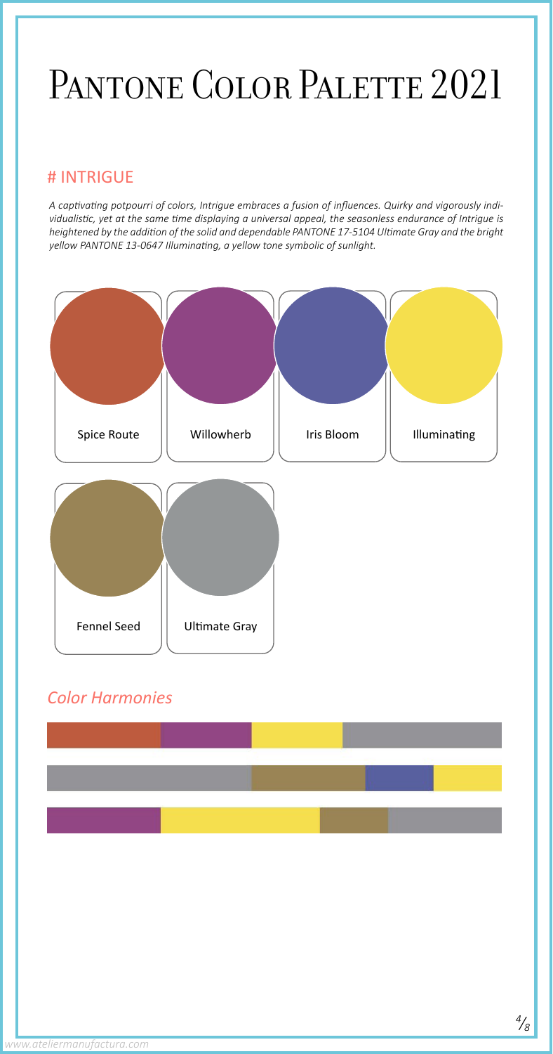# Pantone Color Palette 2021

## # INTRIGUE

*A captivating potpourri of colors, Intrigue embraces a fusion of influences. Quirky and vigorously individualistic, yet at the same time displaying a universal appeal, the seasonless endurance of Intrigue is heightened by the addition of the solid and dependable PANTONE 17-5104 Ultimate Gray and the bright yellow PANTONE 13-0647 Illuminating, a yellow tone symbolic of sunlight.*

Spice Route

Willowherb

Iris Bloom

Illuminating

Fennel Seed

Ultimate Gray

## *Color Harmonies*

www.ateliermanufactura.com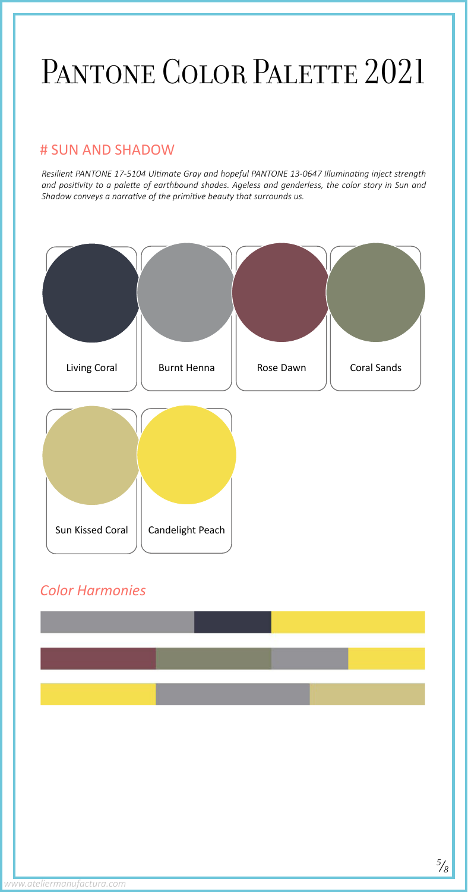# Pantone Color Palette 2021

## # SUN AND SHADOW

*Resilient PANTONE 17-5104 Ultimate Gray and hopeful PANTONE 13-0647 Illuminating inject strength and positivity to a palette of earthbound shades. Ageless and genderless, the color story in Sun and Shadow conveys a narrative of the primitive beauty that surrounds us.*

Living Coral

Burnt Henna

Rose Dawn

Coral Sands

Sun Kissed Coral

Candelight Peach

### *Color Harmonies*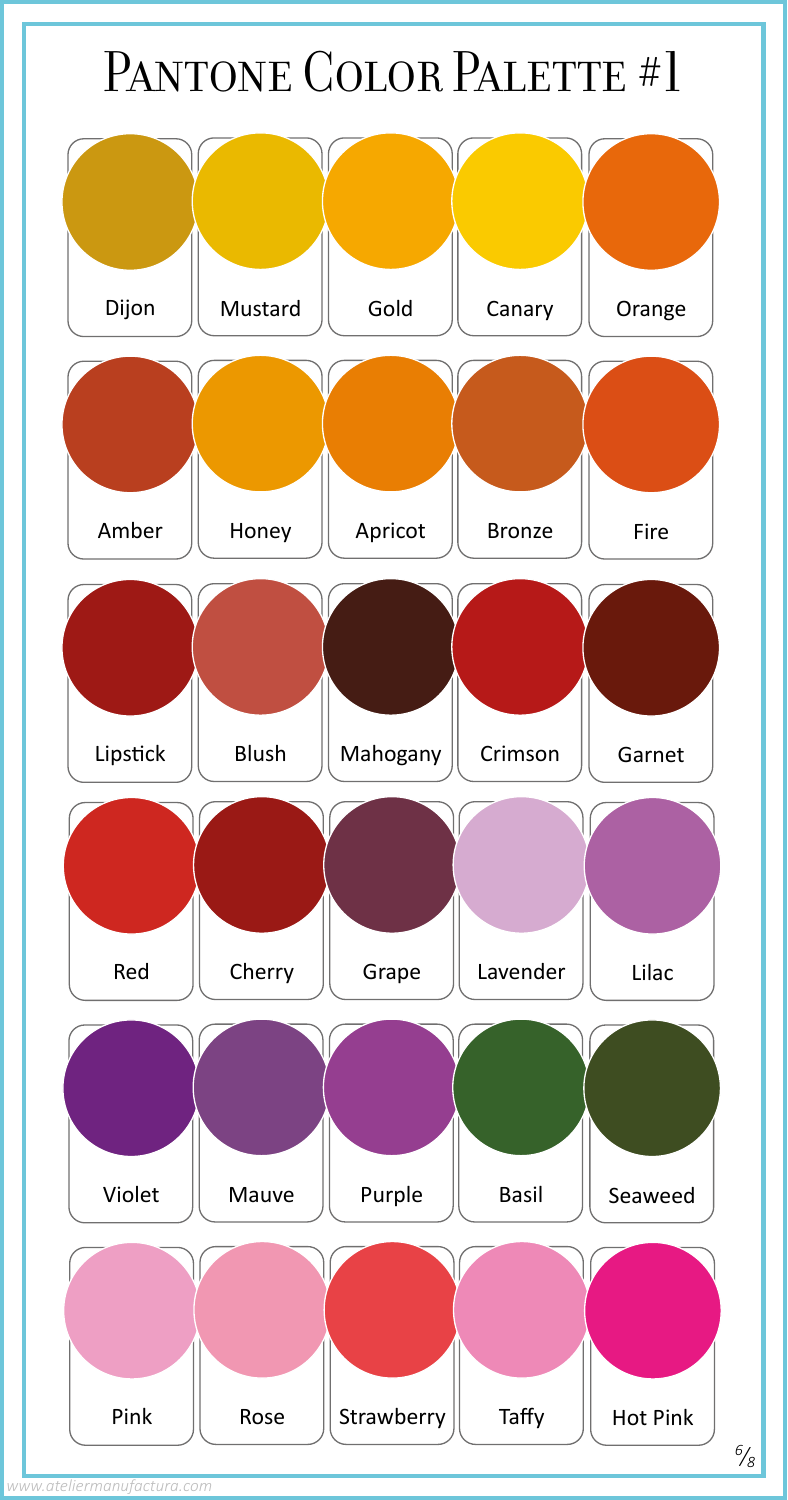# Pantone Color Palette #1

| | | | | |
|---|---|---|---|---|
| Dijon | Mustard | Gold | Canary | Orange |
| Amber | Honey | Apricot | Bronze | Fire |
| Lipstick | Blush | Mahogany | Crimson | Garnet |
| Red | Cherry | Grape | Lavender | Lilac |
| Violet | Mauve | Purple | Basil | Seaweed |
| Pink | Rose | Strawberry | Taffy | Hot Pink |

www.ateliermanufactura.com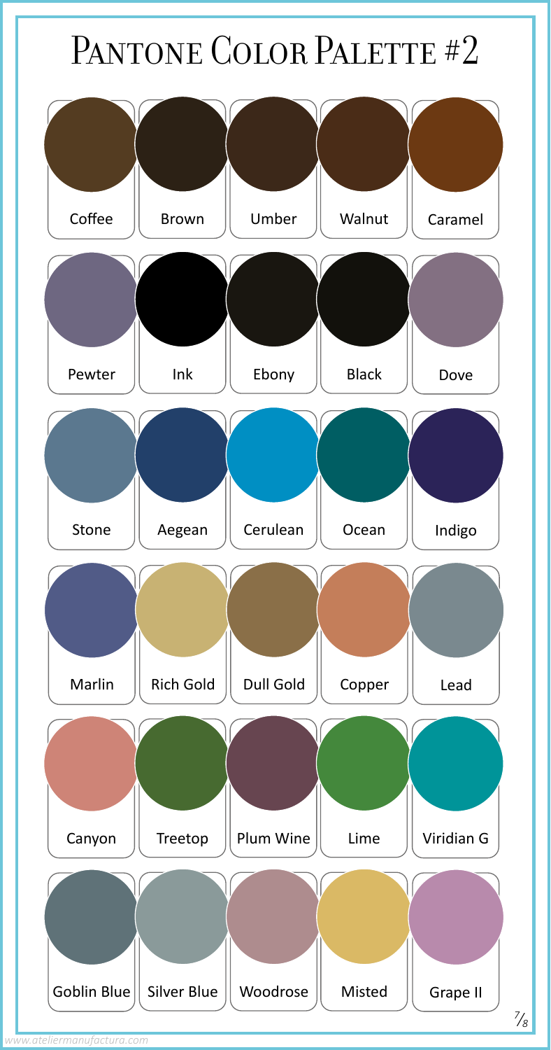# Pantone Color Palette #2

| | | | | |
|---|---|---|---|---|
| Coffee | Brown | Umber | Walnut | Caramel |
| Pewter | Ink | Ebony | Black | Dove |
| Stone | Aegean | Cerulean | Ocean | Indigo |
| Marlin | Rich Gold | Dull Gold | Copper | Lead |
| Canyon | Treetop | Plum Wine | Lime | Viridian G |
| Goblin Blue | Silver Blue | Woodrose | Misted | Grape II |

www.ateliermanufactura.com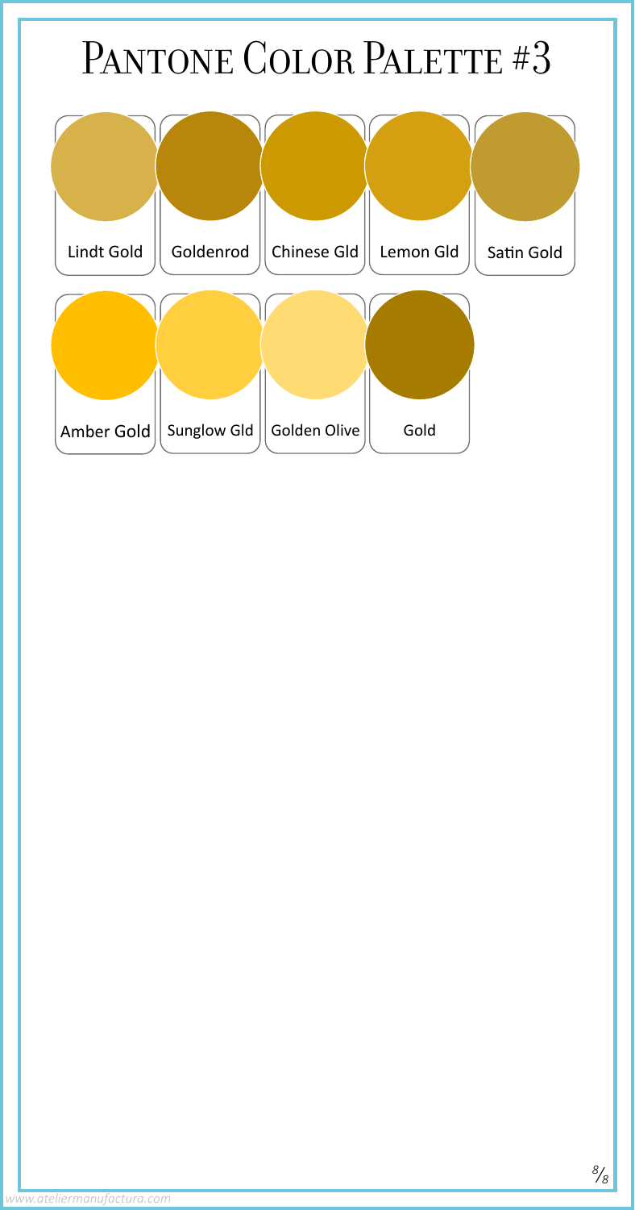# Pantone Color Palette #3

Lindt Gold

Goldenrod

Chinese Gld

Lemon Gld

Satin Gold

Amber Gold

Sunglow Gld

Golden Olive

Gold